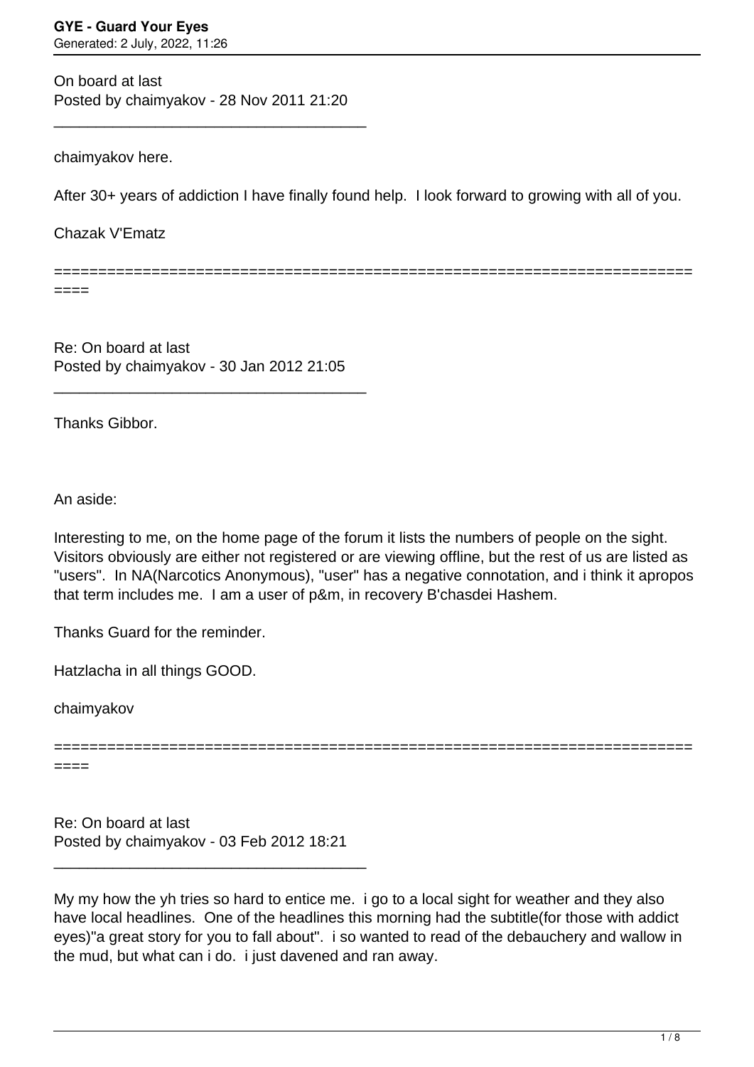On board at last
Posted by chaimyakov - 28 Nov 2011 21:20

---

chaimyakov here.

After 30+ years of addiction I have finally found help. I look forward to growing with all of you.

Chazak V'Ematz

============================================================================

Re: On board at last
Posted by chaimyakov - 30 Jan 2012 21:05

---

Thanks Gibbor.

An aside:

Interesting to me, on the home page of the forum it lists the numbers of people on the sight. Visitors obviously are either not registered or are viewing offline, but the rest of us are listed as "users". In NA(Narcotics Anonymous), "user" has a negative connotation, and i think it apropos that term includes me. I am a user of p&m, in recovery B'chasdei Hashem.

Thanks Guard for the reminder.

Hatzlacha in all things GOOD.

chaimyakov

============================================================================

Re: On board at last
Posted by chaimyakov - 03 Feb 2012 18:21

---

My my how the yh tries so hard to entice me. i go to a local sight for weather and they also have local headlines. One of the headlines this morning had the subtitle(for those with addict eyes)"a great story for you to fall about". i so wanted to read of the debauchery and wallow in the mud, but what can i do. i just davened and ran away.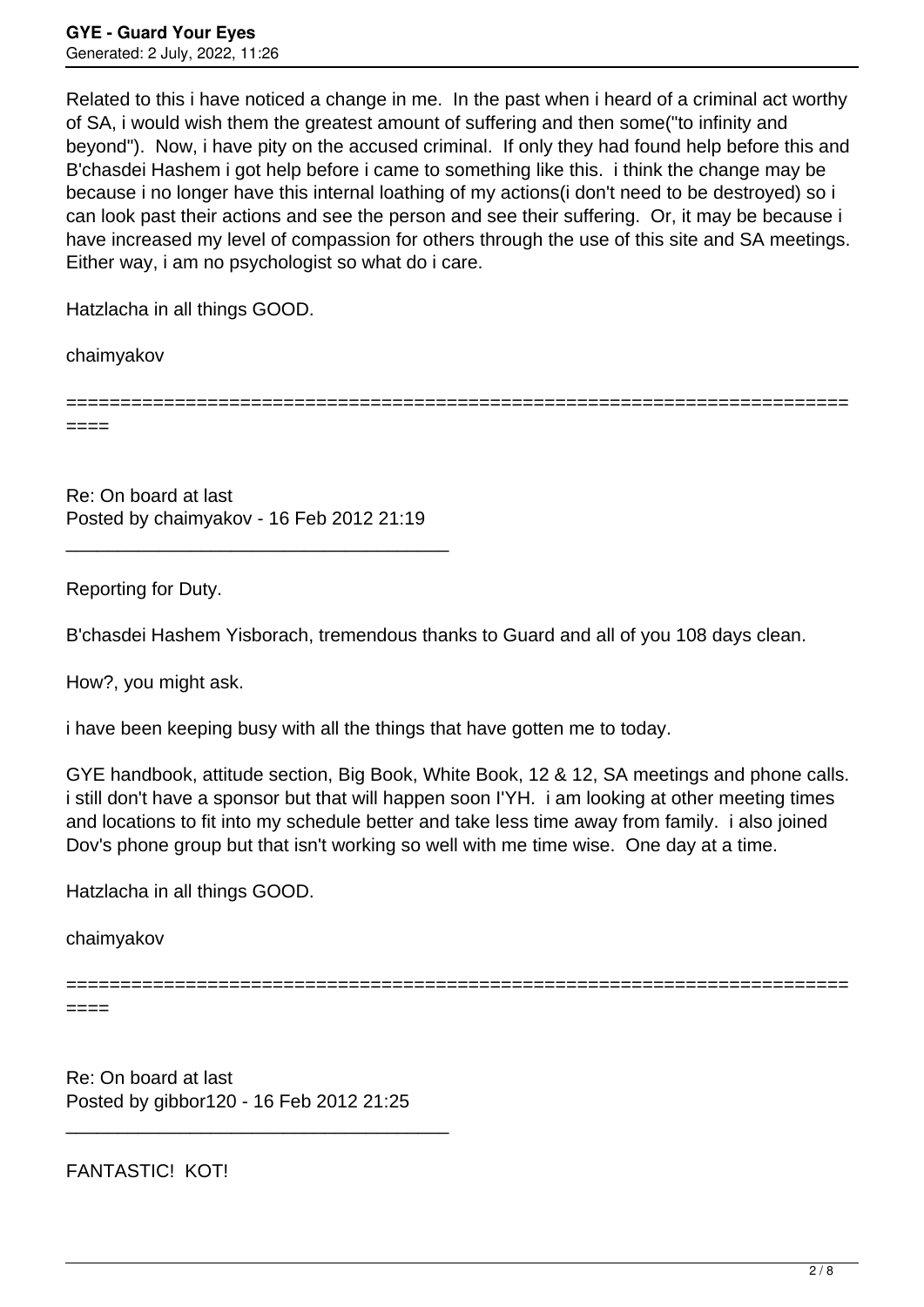Related to this i have noticed a change in me. In the past when i heard of a criminal act worthy of SA, i would wish them the greatest amount of suffering and then some("to infinity and beyond"). Now, i have pity on the accused criminal. If only they had found help before this and B'chasdei Hashem i got help before i came to something like this. i think the change may be because i no longer have this internal loathing of my actions(i don't need to be destroyed) so i can look past their actions and see the person and see their suffering. Or, it may be because i have increased my level of compassion for others through the use of this site and SA meetings. Either way, i am no psychologist so what do i care.

Hatzlacha in all things GOOD.

chaimyakov

============================================================================

Re: On board at last
Posted by chaimyakov - 16 Feb 2012 21:19

_____________________________________

Reporting for Duty.

B'chasdei Hashem Yisborach, tremendous thanks to Guard and all of you 108 days clean.

How?, you might ask.

i have been keeping busy with all the things that have gotten me to today.

GYE handbook, attitude section, Big Book, White Book, 12 & 12, SA meetings and phone calls. i still don't have a sponsor but that will happen soon I'YH. i am looking at other meeting times and locations to fit into my schedule better and take less time away from family. i also joined Dov's phone group but that isn't working so well with me time wise. One day at a time.

Hatzlacha in all things GOOD.

chaimyakov

============================================================================

Re: On board at last
Posted by gibbor120 - 16 Feb 2012 21:25

_____________________________________

FANTASTIC! KOT!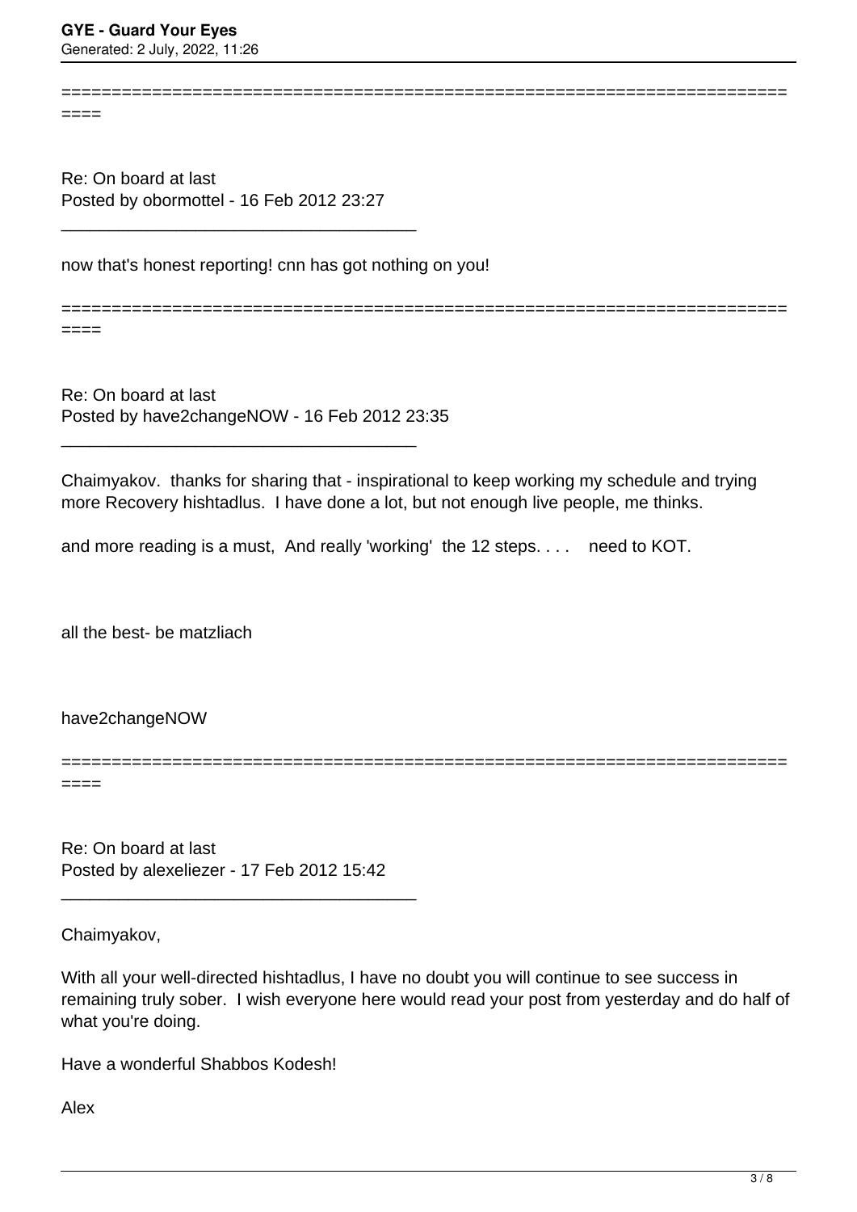============================================================================

Re: On board at last
Posted by obormottel - 16 Feb 2012 23:27

_____________________________________

now that's honest reporting! cnn has got nothing on you!

============================================================================

Re: On board at last
Posted by have2changeNOW - 16 Feb 2012 23:35

_____________________________________

Chaimyakov. thanks for sharing that - inspirational to keep working my schedule and trying more Recovery hishtadlus. I have done a lot, but not enough live people, me thinks.

and more reading is a must, And really 'working' the 12 steps. . . . need to KOT.

all the best- be matzliach

have2changeNOW

============================================================================

Re: On board at last
Posted by alexeliezer - 17 Feb 2012 15:42

_____________________________________

Chaimyakov,

With all your well-directed hishtadlus, I have no doubt you will continue to see success in remaining truly sober. I wish everyone here would read your post from yesterday and do half of what you're doing.

Have a wonderful Shabbos Kodesh!

Alex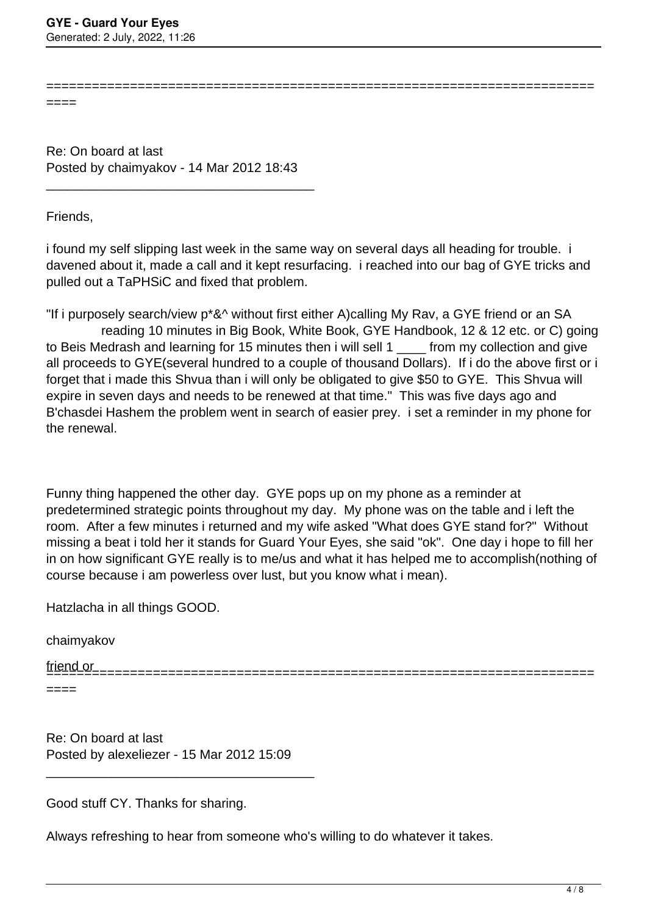Re: On board at last
Posted by chaimyakov - 14 Mar 2012 18:43

---

Friends,

i found my self slipping last week in the same way on several days all heading for trouble. i davened about it, made a call and it kept resurfacing. i reached into our bag of GYE tricks and pulled out a TaPHSiC and fixed that problem.

"If i purposely search/view p*&^ without first either A)calling My Rav, a GYE friend or an SA friend or reading 10 minutes in Big Book, White Book, GYE Handbook, 12 & 12 etc. or C) going to Beis Medrash and learning for 15 minutes then i will sell 1 ____ from my collection and give all proceeds to GYE(several hundred to a couple of thousand Dollars). If i do the above first or i forget that i made this Shvua than i will only be obligated to give $50 to GYE. This Shvua will expire in seven days and needs to be renewed at that time." This was five days ago and B'chasdei Hashem the problem went in search of easier prey. i set a reminder in my phone for the renewal.

Funny thing happened the other day. GYE pops up on my phone as a reminder at predetermined strategic points throughout my day. My phone was on the table and i left the room. After a few minutes i returned and my wife asked "What does GYE stand for?" Without missing a beat i told her it stands for Guard Your Eyes, she said "ok". One day i hope to fill her in on how significant GYE really is to me/us and what it has helped me to accomplish(nothing of course because i am powerless over lust, but you know what i mean).

Hatzlacha in all things GOOD.

chaimyakov

---

Re: On board at last
Posted by alexeliezer - 15 Mar 2012 15:09

---

Good stuff CY. Thanks for sharing.

Always refreshing to hear from someone who's willing to do whatever it takes.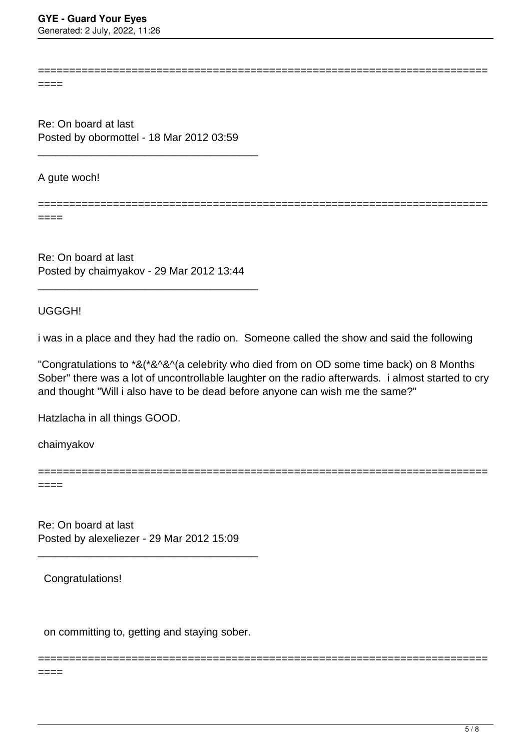========================================================================
====

Re: On board at last
Posted by obormottel - 18 Mar 2012 03:59

_____________________________________

A gute woch!

========================================================================
====

Re: On board at last
Posted by chaimyakov - 29 Mar 2012 13:44

_____________________________________

UGGGH!

i was in a place and they had the radio on.  Someone called the show and said the following

"Congratulations to *&(*&^&^(a celebrity who died from on OD some time back) on 8 Months Sober" there was a lot of uncontrollable laughter on the radio afterwards.  i almost started to cry and thought "Will i also have to be dead before anyone can wish me the same?"

Hatzlacha in all things GOOD.

chaimyakov

========================================================================
====

Re: On board at last
Posted by alexeliezer - 29 Mar 2012 15:09

_____________________________________

Congratulations!

on committing to, getting and staying sober.

========================================================================
====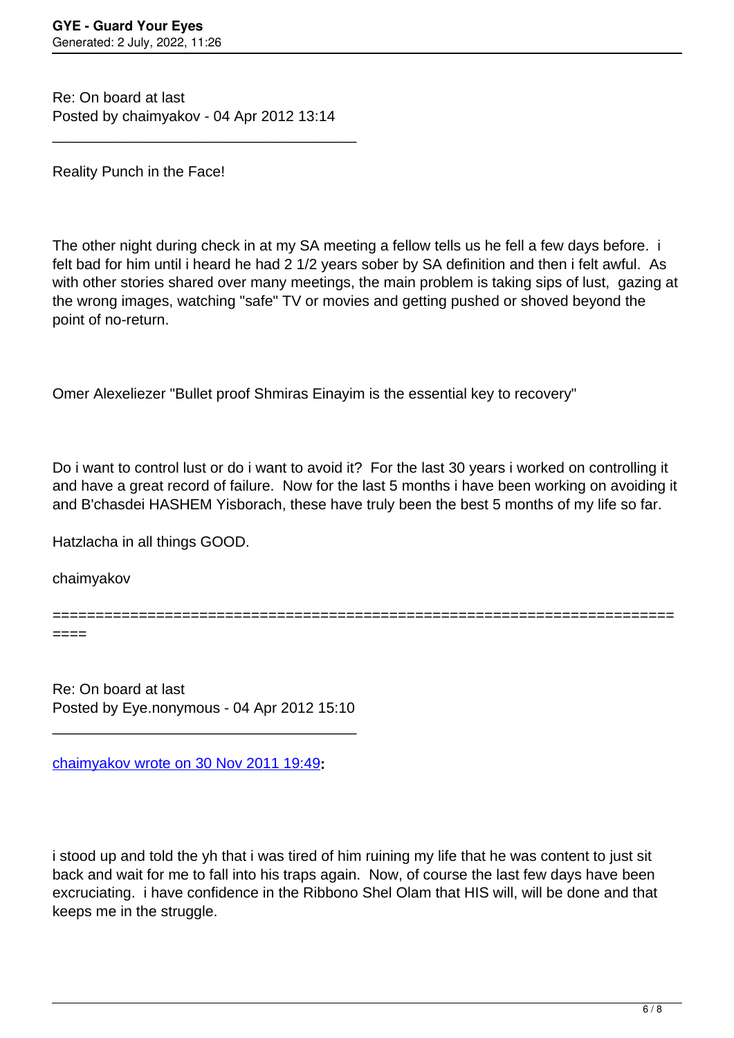Re: On board at last
Posted by chaimyakov - 04 Apr 2012 13:14

---

Reality Punch in the Face!

The other night during check in at my SA meeting a fellow tells us he fell a few days before. i felt bad for him until i heard he had 2 1/2 years sober by SA definition and then i felt awful. As with other stories shared over many meetings, the main problem is taking sips of lust, gazing at the wrong images, watching "safe" TV or movies and getting pushed or shoved beyond the point of no-return.

Omer Alexeliezer "Bullet proof Shmiras Einayim is the essential key to recovery"

Do i want to control lust or do i want to avoid it? For the last 30 years i worked on controlling it and have a great record of failure. Now for the last 5 months i have been working on avoiding it and B'chasdei HASHEM Yisborach, these have truly been the best 5 months of my life so far.

Hatzlacha in all things GOOD.

chaimyakov

============================================================================

Re: On board at last
Posted by Eye.nonymous - 04 Apr 2012 15:10

---

chaimyakov wrote on 30 Nov 2011 19:49**:**

i stood up and told the yh that i was tired of him ruining my life that he was content to just sit back and wait for me to fall into his traps again. Now, of course the last few days have been excruciating. i have confidence in the Ribbono Shel Olam that HIS will, will be done and that keeps me in the struggle.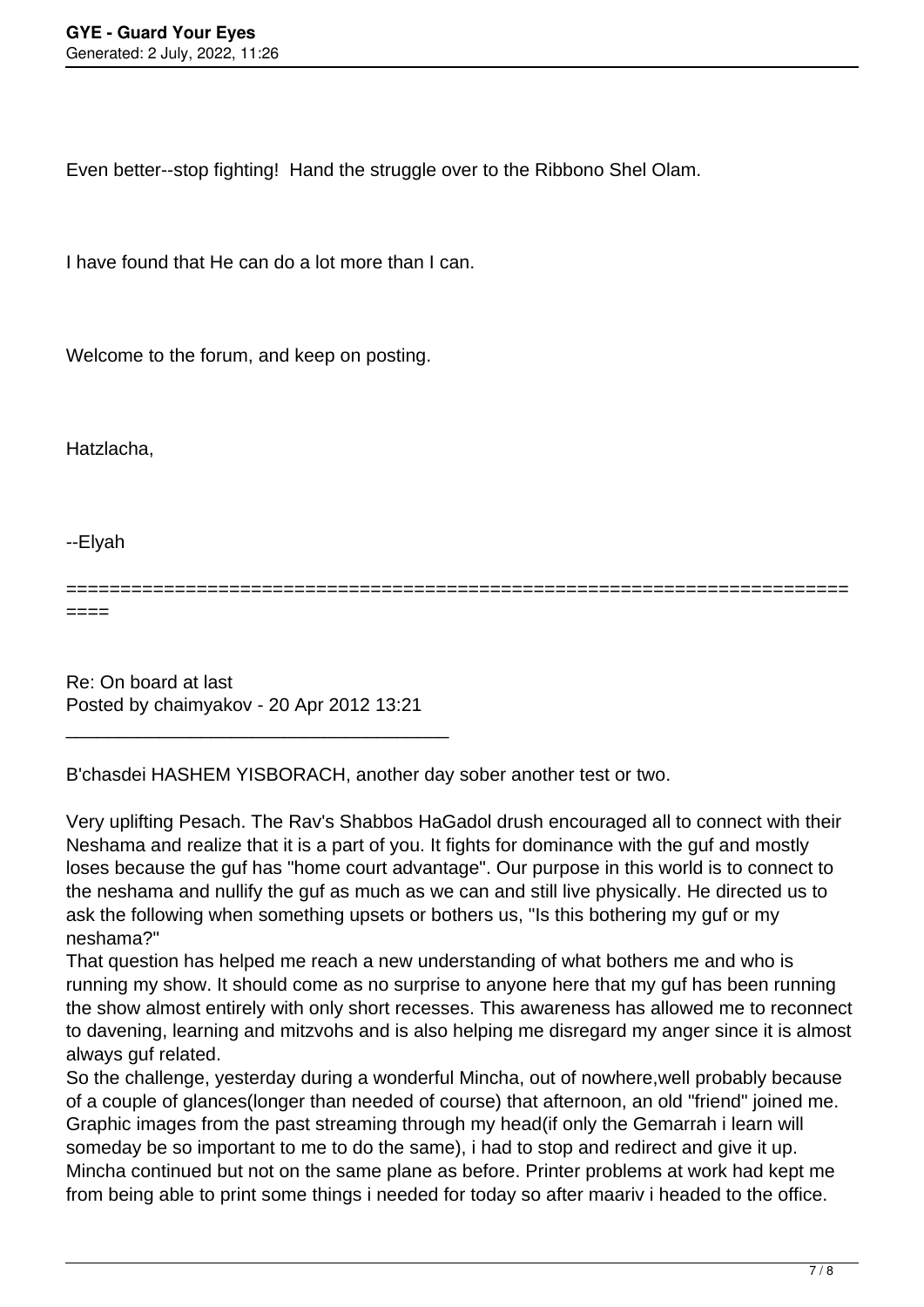Even better--stop fighting!  Hand the struggle over to the Ribbono Shel Olam.

I have found that He can do a lot more than I can.

Welcome to the forum, and keep on posting.

Hatzlacha,

--Elyah

========================================================================

Re: On board at last
Posted by chaimyakov - 20 Apr 2012 13:21

---

B'chasdei HASHEM YISBORACH, another day sober another test or two.

Very uplifting Pesach. The Rav's Shabbos HaGadol drush encouraged all to connect with their Neshama and realize that it is a part of you. It fights for dominance with the guf and mostly loses because the guf has "home court advantage". Our purpose in this world is to connect to the neshama and nullify the guf as much as we can and still live physically. He directed us to ask the following when something upsets or bothers us, "Is this bothering my guf or my neshama?"
That question has helped me reach a new understanding of what bothers me and who is running my show. It should come as no surprise to anyone here that my guf has been running the show almost entirely with only short recesses. This awareness has allowed me to reconnect to davening, learning and mitzvohs and is also helping me disregard my anger since it is almost always guf related.
So the challenge, yesterday during a wonderful Mincha, out of nowhere,well probably because of a couple of glances(longer than needed of course) that afternoon, an old "friend" joined me. Graphic images from the past streaming through my head(if only the Gemarrah i learn will someday be so important to me to do the same), i had to stop and redirect and give it up. Mincha continued but not on the same plane as before. Printer problems at work had kept me from being able to print some things i needed for today so after maariv i headed to the office.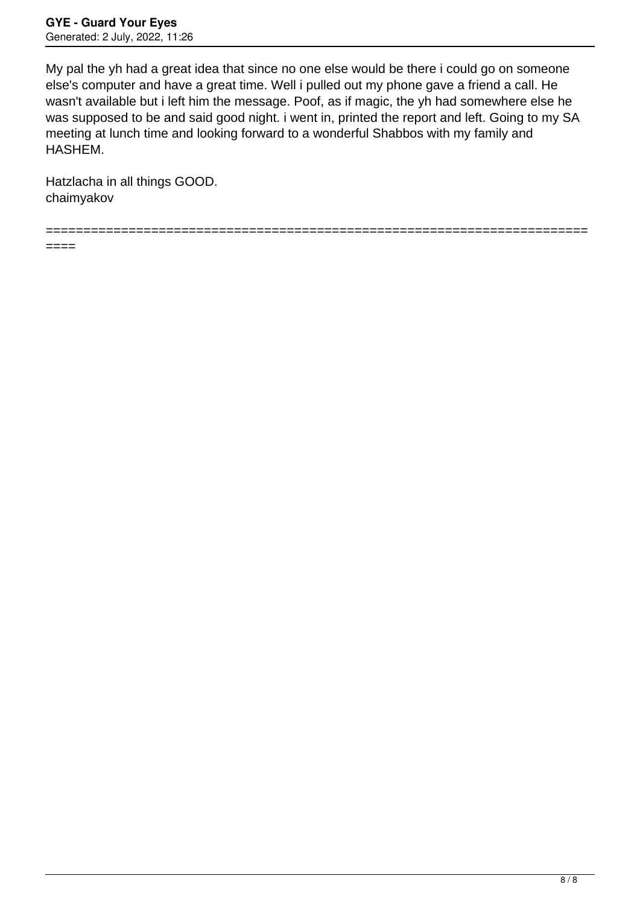My pal the yh had a great idea that since no one else would be there i could go on someone else's computer and have a great time. Well i pulled out my phone gave a friend a call. He wasn't available but i left him the message. Poof, as if magic, the yh had somewhere else he was supposed to be and said good night. i went in, printed the report and left. Going to my SA meeting at lunch time and looking forward to a wonderful Shabbos with my family and HASHEM.

Hatzlacha in all things GOOD.
chaimyakov

============================================================================